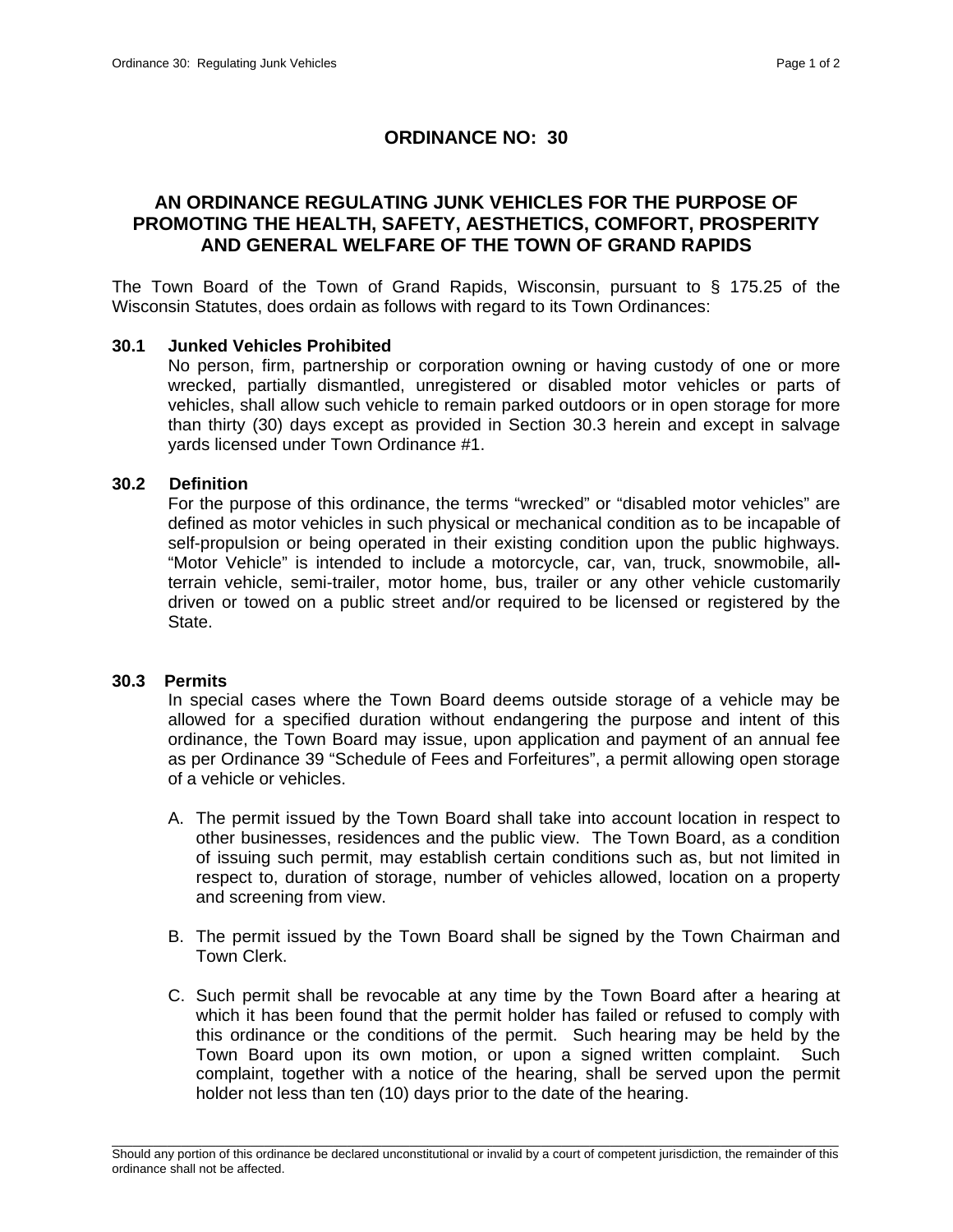# ORDINANCE NO: 30

## AN ORDINANCE REGULATING JUNK VEHICLES FOR THE PURPOSE OF PROMOTING THE HEALTH, SAFETY, AESTHETICS, COMFORT, PROSPERITY AND GENERAL WELFARE OF THE TOWN OF GRAND RAPIDS

The Town Board of the Town of Grand Rapids, Wisconsin, pursuant to § 175.25 of the Wisconsin Statutes, does ordain as follows with regard to its Town Ordinances:

### 30.1 Junked Vehicles Prohibited

No person, firm, partnership or corporation owning or having custody of one or more wrecked, partially dismantled, unregistered or disabled motor vehicles or parts of vehicles, shall allow such vehicle to remain parked outdoors or in open storage for more than thirty (30) days except as provided in Section 30.3 herein and except in salvage yards licensed under Town Ordinance #1.

### 30.2 Definition

For the purpose of this ordinance, the terms "wrecked" or "disabled motor vehicles" are defined as motor vehicles in such physical or mechanical condition as to be incapable of self-propulsion or being operated in their existing condition upon the public highways. "Motor Vehicle" is intended to include a motorcycle, car, van, truck, snowmobile, all-terrain vehicle, semi-trailer, motor home, bus, trailer or any other vehicle customarily driven or towed on a public street and/or required to be licensed or registered by the State.

### 30.3 Permits

In special cases where the Town Board deems outside storage of a vehicle may be allowed for a specified duration without endangering the purpose and intent of this ordinance, the Town Board may issue, upon application and payment of an annual fee as per Ordinance 39 "Schedule of Fees and Forfeitures", a permit allowing open storage of a vehicle or vehicles.

A. The permit issued by the Town Board shall take into account location in respect to other businesses, residences and the public view. The Town Board, as a condition of issuing such permit, may establish certain conditions such as, but not limited in respect to, duration of storage, number of vehicles allowed, location on a property and screening from view.

B. The permit issued by the Town Board shall be signed by the Town Chairman and Town Clerk.

C. Such permit shall be revocable at any time by the Town Board after a hearing at which it has been found that the permit holder has failed or refused to comply with this ordinance or the conditions of the permit. Such hearing may be held by the Town Board upon its own motion, or upon a signed written complaint. Such complaint, together with a notice of the hearing, shall be served upon the permit holder not less than ten (10) days prior to the date of the hearing.

---

Should any portion of this ordinance be declared unconstitutional or invalid by a court of competent jurisdiction, the remainder of this ordinance shall not be affected.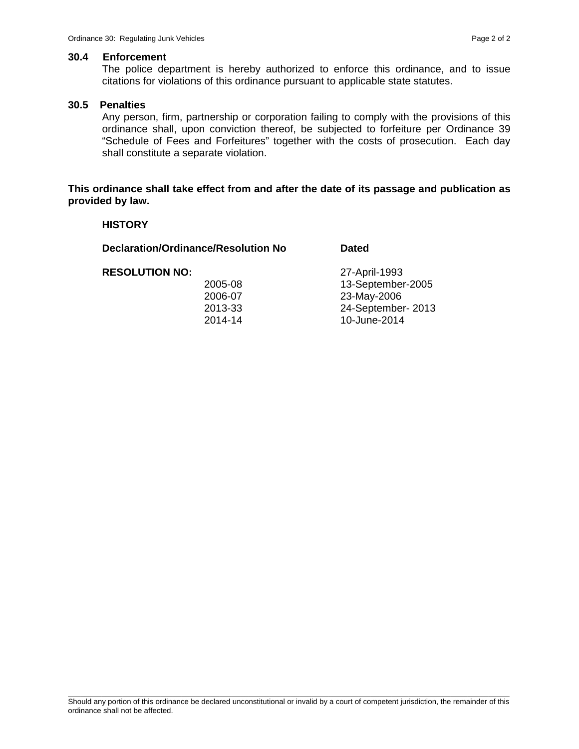### 30.4 Enforcement

The police department is hereby authorized to enforce this ordinance, and to issue citations for violations of this ordinance pursuant to applicable state statutes.

### 30.5 Penalties

Any person, firm, partnership or corporation failing to comply with the provisions of this ordinance shall, upon conviction thereof, be subjected to forfeiture per Ordinance 39 "Schedule of Fees and Forfeitures" together with the costs of prosecution. Each day shall constitute a separate violation.

**This ordinance shall take effect from and after the date of its passage and publication as provided by law.**

**HISTORY**

| Declaration/Ordinance/Resolution No | | Dated |
|---|---|---|
| **RESOLUTION NO:** | | 27-April-1993 |
| | 2005-08 | 13-September-2005 |
| | 2006-07 | 23-May-2006 |
| | 2013-33 | 24-September- 2013 |
| | 2014-14 | 10-June-2014 |

Should any portion of this ordinance be declared unconstitutional or invalid by a court of competent jurisdiction, the remainder of this ordinance shall not be affected.